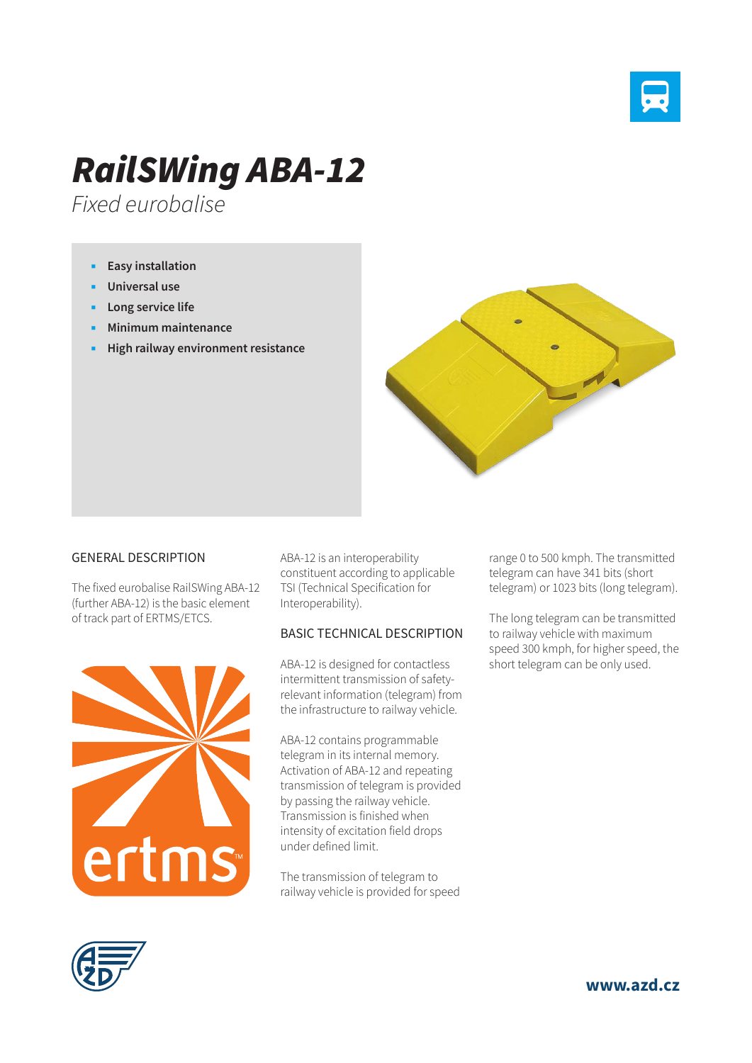# RailSWing ABA-12

*Fixed eurobalise*

- **Easy installation**
- **Universal use**
- **Long service life**
- **Minimum maintenance**
- **High railway environment resistance**

## GENERAL DESCRIPTION

The fixed eurobalise RailSWing ABA-12 (further ABA-12) is the basic element of track part of ERTMS/ETCS.

ABA-12 is an interoperability constituent according to applicable TSI (Technical Specification for Interoperability).

## BASIC TECHNICAL DESCRIPTION

ABA-12 is designed for contactless intermittent transmission of safety-relevant information (telegram) from the infrastructure to railway vehicle.

ABA-12 contains programmable telegram in its internal memory. Activation of ABA-12 and repeating transmission of telegram is provided by passing the railway vehicle. Transmission is finished when intensity of excitation field drops under defined limit.

The transmission of telegram to railway vehicle is provided for speed range 0 to 500 kmph. The transmitted telegram can have 341 bits (short telegram) or 1023 bits (long telegram).

The long telegram can be transmitted to railway vehicle with maximum speed 300 kmph, for higher speed, the short telegram can be only used.

**www.azd.cz**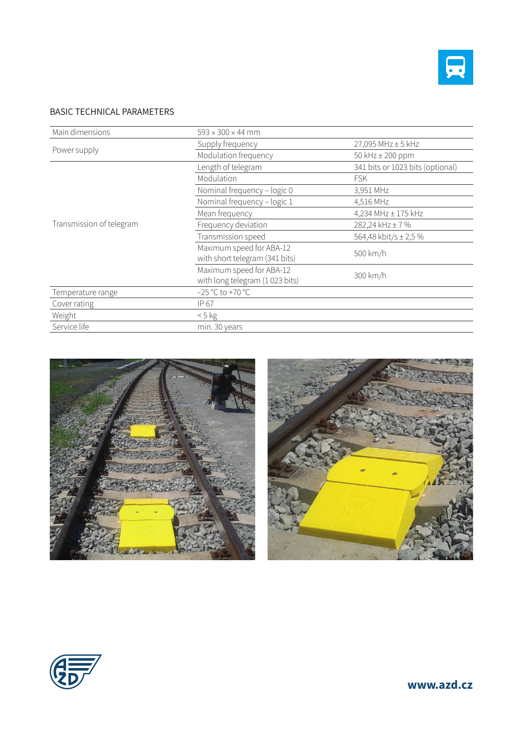## BASIC TECHNICAL PARAMETERS

| | | |
|---|---|---|
| Main dimensions | 593 × 300 × 44 mm | |
| Power supply | Supply frequency | 27,095 MHz ± 5 kHz |
| | Modulation frequency | 50 kHz ± 200 ppm |
| Transmission of telegram | Length of telegram | 341 bits or 1023 bits (optional) |
| | Modulation | FSK |
| | Nominal frequency – logic 0 | 3,951 MHz |
| | Nominal frequency – logic 1 | 4,516 MHz |
| | Mean frequency | 4,234 MHz ± 175 kHz |
| | Frequency deviation | 282,24 kHz ± 7 % |
| | Transmission speed | 564,48 kbit/s ± 2,5 % |
| | Maximum speed for ABA-12 with short telegram (341 bits) | 500 km/h |
| | Maximum speed for ABA-12 with long telegram (1 023 bits) | 300 km/h |
| Temperature range | −25 °C to +70 °C | |
| Cover rating | IP 67 | |
| Weight | < 5 kg | |
| Service life | min. 30 years | |

www.azd.cz